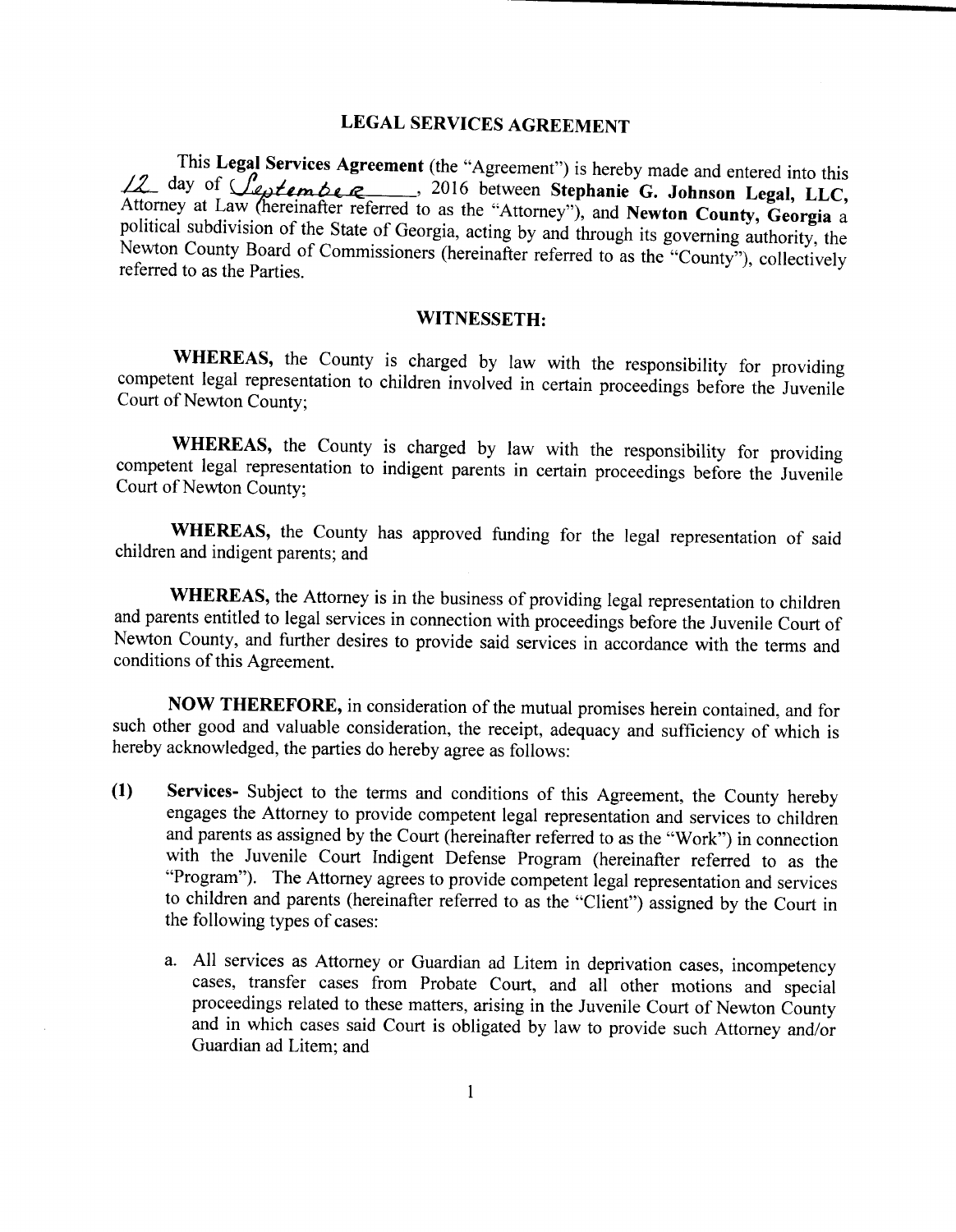# LEGAL SERVICES AGREEMENT

This **Legal Services Agreement** (the "Agreement") is hereby made and entered into this 12 day of September, 2016 between **Stephanie G. Johnson Legal, LLC,** Attorney at Law (hereinafter referred to as the "Attorney"), and **Newton County, Georgia** a political subdivision of the State of Georgia, acting by and through its governing authority, the Newton County Board of Commissioners (hereinafter referred to as the "County"), collectively referred to as the Parties.

## WITNESSETH:

**WHEREAS,** the County is charged by law with the responsibility for providing competent legal representation to children involved in certain proceedings before the Juvenile Court of Newton County;

**WHEREAS,** the County is charged by law with the responsibility for providing competent legal representation to indigent parents in certain proceedings before the Juvenile Court of Newton County;

**WHEREAS,** the County has approved funding for the legal representation of said children and indigent parents; and

**WHEREAS,** the Attorney is in the business of providing legal representation to children and parents entitled to legal services in connection with proceedings before the Juvenile Court of Newton County, and further desires to provide said services in accordance with the terms and conditions of this Agreement.

**NOW THEREFORE,** in consideration of the mutual promises herein contained, and for such other good and valuable consideration, the receipt, adequacy and sufficiency of which is hereby acknowledged, the parties do hereby agree as follows:

**(1) Services-** Subject to the terms and conditions of this Agreement, the County hereby engages the Attorney to provide competent legal representation and services to children and parents as assigned by the Court (hereinafter referred to as the "Work") in connection with the Juvenile Court Indigent Defense Program (hereinafter referred to as the "Program"). The Attorney agrees to provide competent legal representation and services to children and parents (hereinafter referred to as the "Client") assigned by the Court in the following types of cases:

a. All services as Attorney or Guardian ad Litem in deprivation cases, incompetency cases, transfer cases from Probate Court, and all other motions and special proceedings related to these matters, arising in the Juvenile Court of Newton County and in which cases said Court is obligated by law to provide such Attorney and/or Guardian ad Litem; and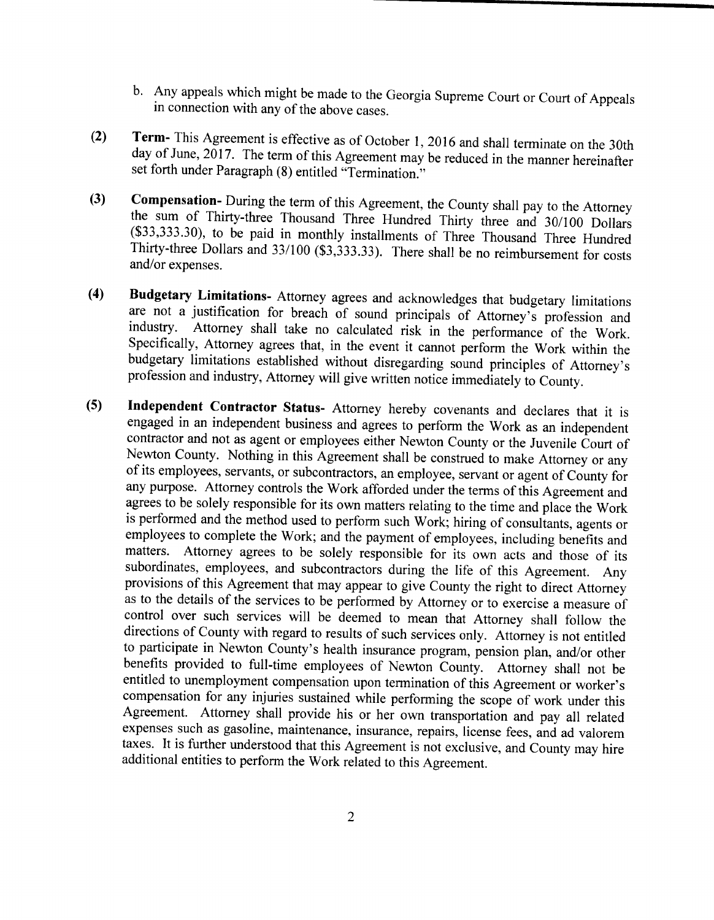b. Any appeals which might be made to the Georgia Supreme Court or Court of Appeals in connection with any of the above cases.

**(2)** **Term-** This Agreement is effective as of October 1, 2016 and shall terminate on the 30th day of June, 2017. The term of this Agreement may be reduced in the manner hereinafter set forth under Paragraph (8) entitled "Termination."

**(3)** **Compensation-** During the term of this Agreement, the County shall pay to the Attorney the sum of Thirty-three Thousand Three Hundred Thirty three and 30/100 Dollars ($33,333.30), to be paid in monthly installments of Three Thousand Three Hundred Thirty-three Dollars and 33/100 ($3,333.33). There shall be no reimbursement for costs and/or expenses.

**(4)** **Budgetary Limitations-** Attorney agrees and acknowledges that budgetary limitations are not a justification for breach of sound principals of Attorney's profession and industry. Attorney shall take no calculated risk in the performance of the Work. Specifically, Attorney agrees that, in the event it cannot perform the Work within the budgetary limitations established without disregarding sound principles of Attorney's profession and industry, Attorney will give written notice immediately to County.

**(5)** **Independent Contractor Status-** Attorney hereby covenants and declares that it is engaged in an independent business and agrees to perform the Work as an independent contractor and not as agent or employees either Newton County or the Juvenile Court of Newton County. Nothing in this Agreement shall be construed to make Attorney or any of its employees, servants, or subcontractors, an employee, servant or agent of County for any purpose. Attorney controls the Work afforded under the terms of this Agreement and agrees to be solely responsible for its own matters relating to the time and place the Work is performed and the method used to perform such Work; hiring of consultants, agents or employees to complete the Work; and the payment of employees, including benefits and matters. Attorney agrees to be solely responsible for its own acts and those of its subordinates, employees, and subcontractors during the life of this Agreement. Any provisions of this Agreement that may appear to give County the right to direct Attorney as to the details of the services to be performed by Attorney or to exercise a measure of control over such services will be deemed to mean that Attorney shall follow the directions of County with regard to results of such services only. Attorney is not entitled to participate in Newton County's health insurance program, pension plan, and/or other benefits provided to full-time employees of Newton County. Attorney shall not be entitled to unemployment compensation upon termination of this Agreement or worker's compensation for any injuries sustained while performing the scope of work under this Agreement. Attorney shall provide his or her own transportation and pay all related expenses such as gasoline, maintenance, insurance, repairs, license fees, and ad valorem taxes. It is further understood that this Agreement is not exclusive, and County may hire additional entities to perform the Work related to this Agreement.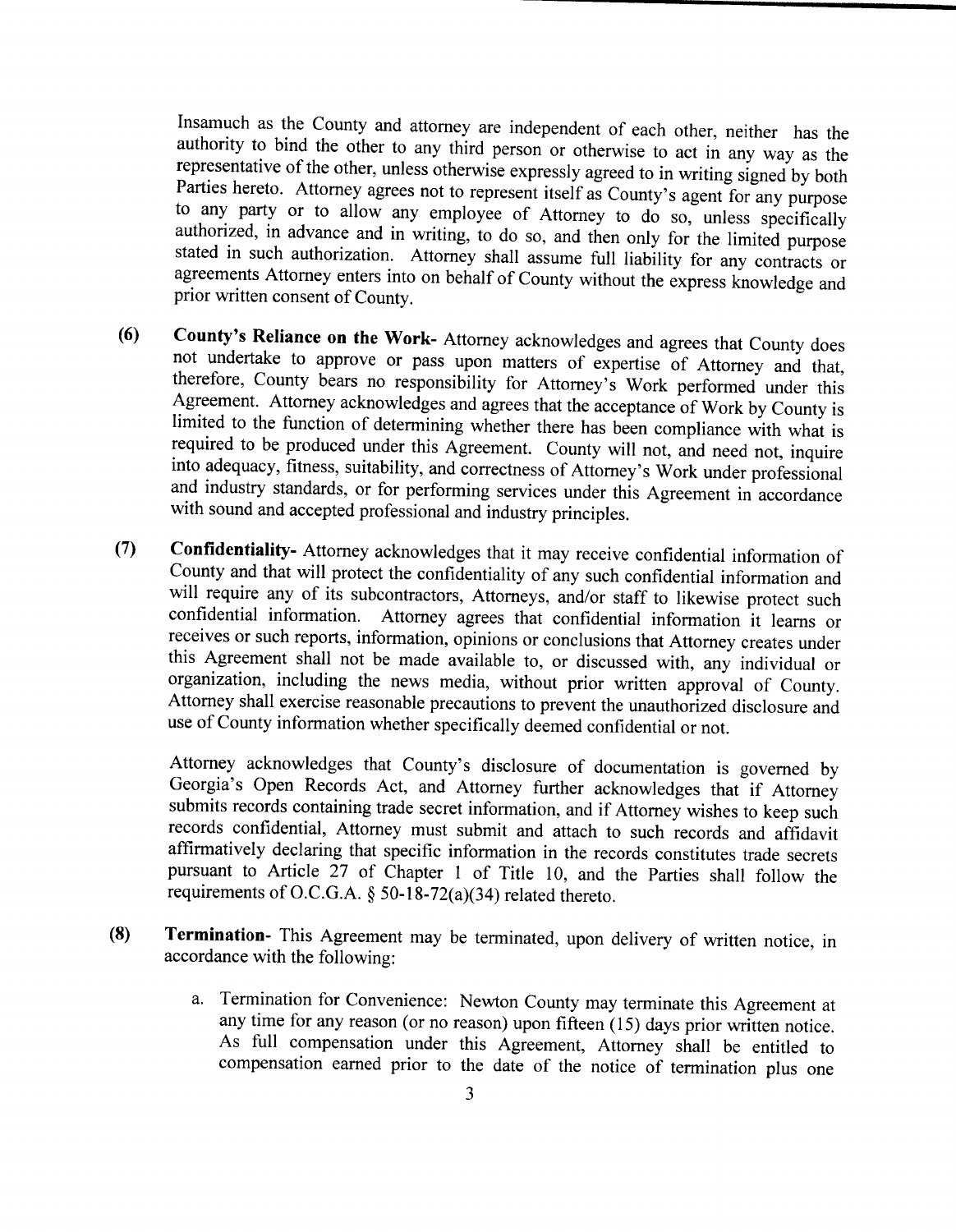Insamuch as the County and attorney are independent of each other, neither has the authority to bind the other to any third person or otherwise to act in any way as the representative of the other, unless otherwise expressly agreed to in writing signed by both Parties hereto. Attorney agrees not to represent itself as County's agent for any purpose to any party or to allow any employee of Attorney to do so, unless specifically authorized, in advance and in writing, to do so, and then only for the limited purpose stated in such authorization. Attorney shall assume full liability for any contracts or agreements Attorney enters into on behalf of County without the express knowledge and prior written consent of County.

**(6)** **County's Reliance on the Work-** Attorney acknowledges and agrees that County does not undertake to approve or pass upon matters of expertise of Attorney and that, therefore, County bears no responsibility for Attorney's Work performed under this Agreement. Attorney acknowledges and agrees that the acceptance of Work by County is limited to the function of determining whether there has been compliance with what is required to be produced under this Agreement. County will not, and need not, inquire into adequacy, fitness, suitability, and correctness of Attorney's Work under professional and industry standards, or for performing services under this Agreement in accordance with sound and accepted professional and industry principles.

**(7)** **Confidentiality-** Attorney acknowledges that it may receive confidential information of County and that will protect the confidentiality of any such confidential information and will require any of its subcontractors, Attorneys, and/or staff to likewise protect such confidential information. Attorney agrees that confidential information it learns or receives or such reports, information, opinions or conclusions that Attorney creates under this Agreement shall not be made available to, or discussed with, any individual or organization, including the news media, without prior written approval of County. Attorney shall exercise reasonable precautions to prevent the unauthorized disclosure and use of County information whether specifically deemed confidential or not.

Attorney acknowledges that County's disclosure of documentation is governed by Georgia's Open Records Act, and Attorney further acknowledges that if Attorney submits records containing trade secret information, and if Attorney wishes to keep such records confidential, Attorney must submit and attach to such records and affidavit affirmatively declaring that specific information in the records constitutes trade secrets pursuant to Article 27 of Chapter 1 of Title 10, and the Parties shall follow the requirements of O.C.G.A. § 50-18-72(a)(34) related thereto.

**(8)** **Termination-** This Agreement may be terminated, upon delivery of written notice, in accordance with the following:

a. Termination for Convenience: Newton County may terminate this Agreement at any time for any reason (or no reason) upon fifteen (15) days prior written notice. As full compensation under this Agreement, Attorney shall be entitled to compensation earned prior to the date of the notice of termination plus one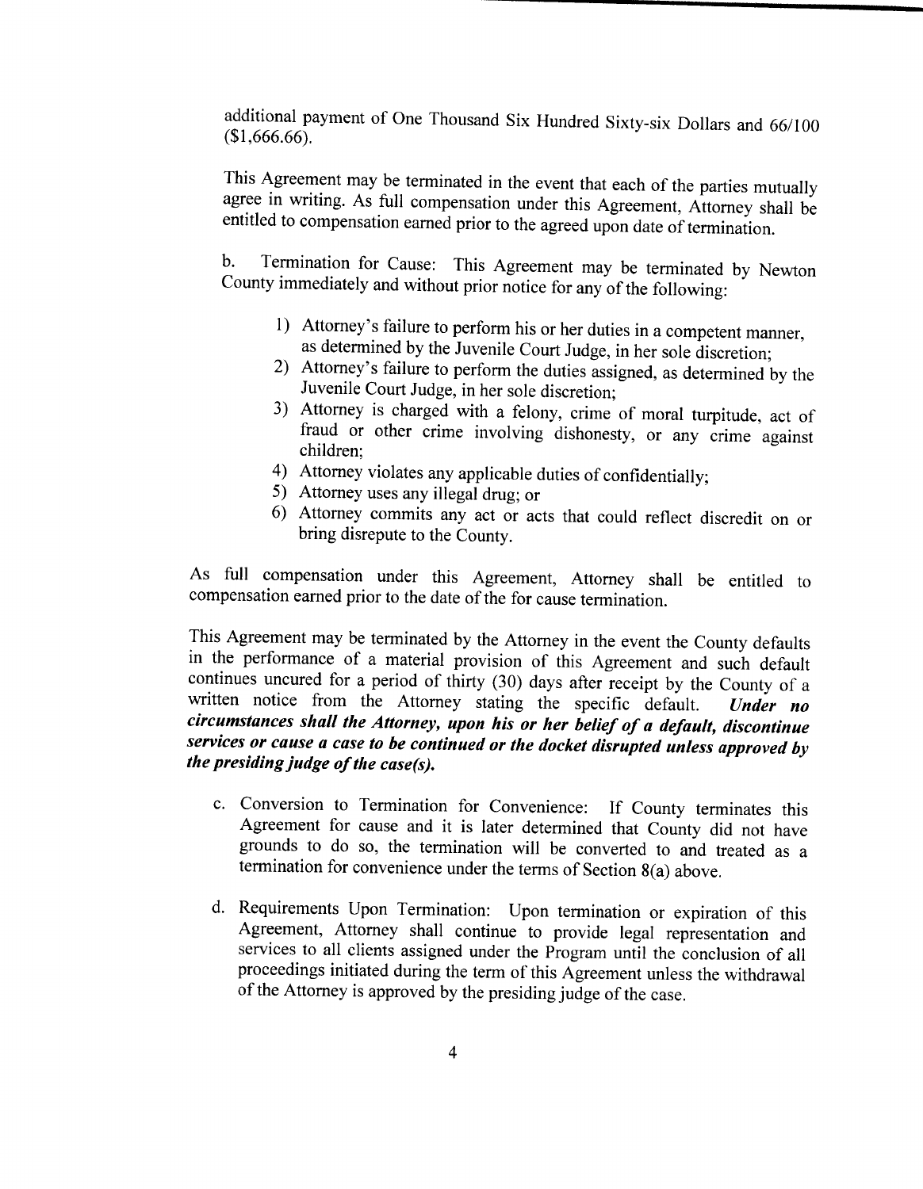additional payment of One Thousand Six Hundred Sixty-six Dollars and 66/100 ($1,666.66).

This Agreement may be terminated in the event that each of the parties mutually agree in writing. As full compensation under this Agreement, Attorney shall be entitled to compensation earned prior to the agreed upon date of termination.

b. Termination for Cause: This Agreement may be terminated by Newton County immediately and without prior notice for any of the following:

1) Attorney's failure to perform his or her duties in a competent manner, as determined by the Juvenile Court Judge, in her sole discretion;
2) Attorney's failure to perform the duties assigned, as determined by the Juvenile Court Judge, in her sole discretion;
3) Attorney is charged with a felony, crime of moral turpitude, act of fraud or other crime involving dishonesty, or any crime against children;
4) Attorney violates any applicable duties of confidentially;
5) Attorney uses any illegal drug; or
6) Attorney commits any act or acts that could reflect discredit on or bring disrepute to the County.

As full compensation under this Agreement, Attorney shall be entitled to compensation earned prior to the date of the for cause termination.

This Agreement may be terminated by the Attorney in the event the County defaults in the performance of a material provision of this Agreement and such default continues uncured for a period of thirty (30) days after receipt by the County of a written notice from the Attorney stating the specific default. ***Under no circumstances shall the Attorney, upon his or her belief of a default, discontinue services or cause a case to be continued or the docket disrupted unless approved by the presiding judge of the case(s).***

c. Conversion to Termination for Convenience: If County terminates this Agreement for cause and it is later determined that County did not have grounds to do so, the termination will be converted to and treated as a termination for convenience under the terms of Section 8(a) above.

d. Requirements Upon Termination: Upon termination or expiration of this Agreement, Attorney shall continue to provide legal representation and services to all clients assigned under the Program until the conclusion of all proceedings initiated during the term of this Agreement unless the withdrawal of the Attorney is approved by the presiding judge of the case.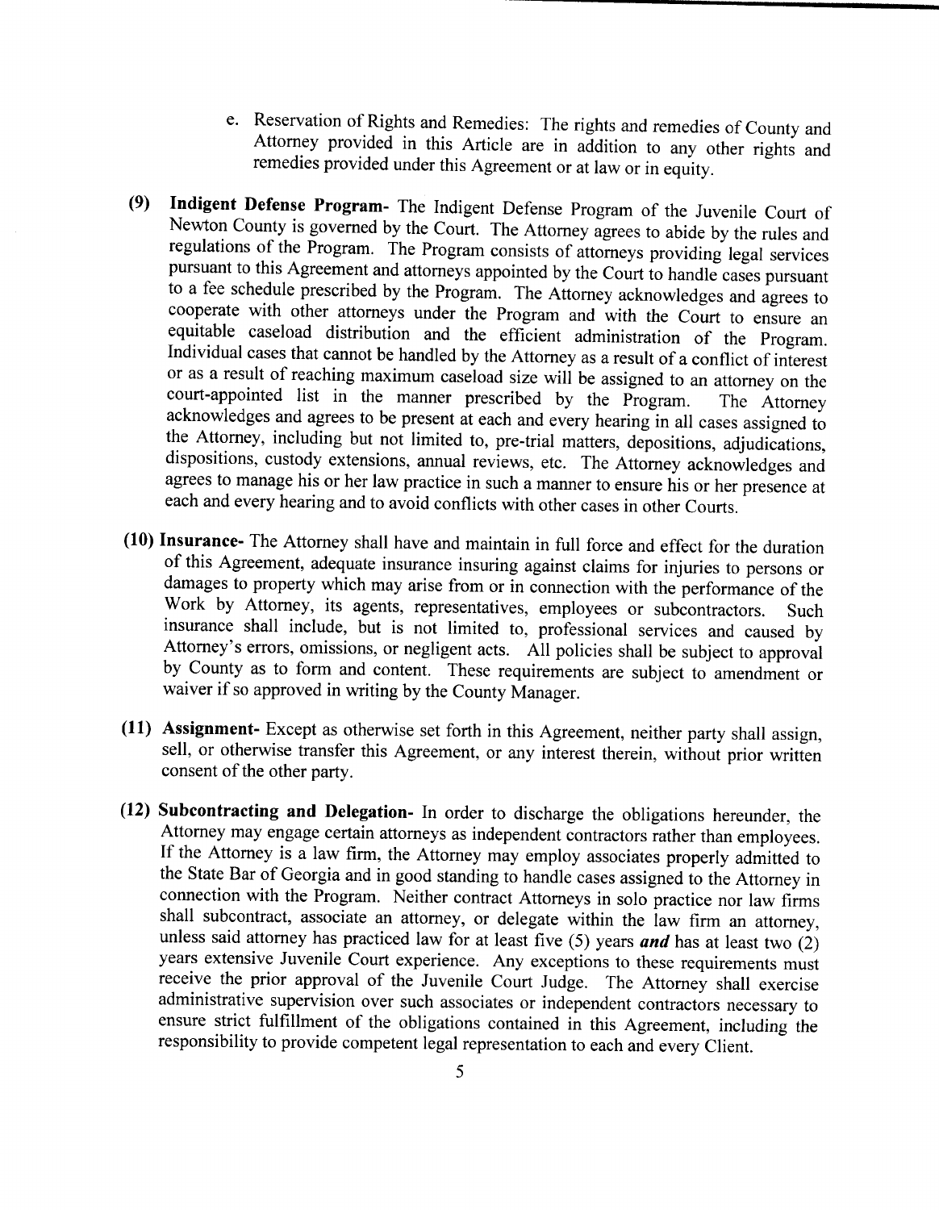e. Reservation of Rights and Remedies: The rights and remedies of County and Attorney provided in this Article are in addition to any other rights and remedies provided under this Agreement or at law or in equity.

**(9) Indigent Defense Program-** The Indigent Defense Program of the Juvenile Court of Newton County is governed by the Court. The Attorney agrees to abide by the rules and regulations of the Program. The Program consists of attorneys providing legal services pursuant to this Agreement and attorneys appointed by the Court to handle cases pursuant to a fee schedule prescribed by the Program. The Attorney acknowledges and agrees to cooperate with other attorneys under the Program and with the Court to ensure an equitable caseload distribution and the efficient administration of the Program. Individual cases that cannot be handled by the Attorney as a result of a conflict of interest or as a result of reaching maximum caseload size will be assigned to an attorney on the court-appointed list in the manner prescribed by the Program. The Attorney acknowledges and agrees to be present at each and every hearing in all cases assigned to the Attorney, including but not limited to, pre-trial matters, depositions, adjudications, dispositions, custody extensions, annual reviews, etc. The Attorney acknowledges and agrees to manage his or her law practice in such a manner to ensure his or her presence at each and every hearing and to avoid conflicts with other cases in other Courts.

**(10) Insurance-** The Attorney shall have and maintain in full force and effect for the duration of this Agreement, adequate insurance insuring against claims for injuries to persons or damages to property which may arise from or in connection with the performance of the Work by Attorney, its agents, representatives, employees or subcontractors. Such insurance shall include, but is not limited to, professional services and caused by Attorney's errors, omissions, or negligent acts. All policies shall be subject to approval by County as to form and content. These requirements are subject to amendment or waiver if so approved in writing by the County Manager.

**(11) Assignment-** Except as otherwise set forth in this Agreement, neither party shall assign, sell, or otherwise transfer this Agreement, or any interest therein, without prior written consent of the other party.

**(12) Subcontracting and Delegation-** In order to discharge the obligations hereunder, the Attorney may engage certain attorneys as independent contractors rather than employees. If the Attorney is a law firm, the Attorney may employ associates properly admitted to the State Bar of Georgia and in good standing to handle cases assigned to the Attorney in connection with the Program. Neither contract Attorneys in solo practice nor law firms shall subcontract, associate an attorney, or delegate within the law firm an attorney, unless said attorney has practiced law for at least five (5) years ***and*** has at least two (2) years extensive Juvenile Court experience. Any exceptions to these requirements must receive the prior approval of the Juvenile Court Judge. The Attorney shall exercise administrative supervision over such associates or independent contractors necessary to ensure strict fulfillment of the obligations contained in this Agreement, including the responsibility to provide competent legal representation to each and every Client.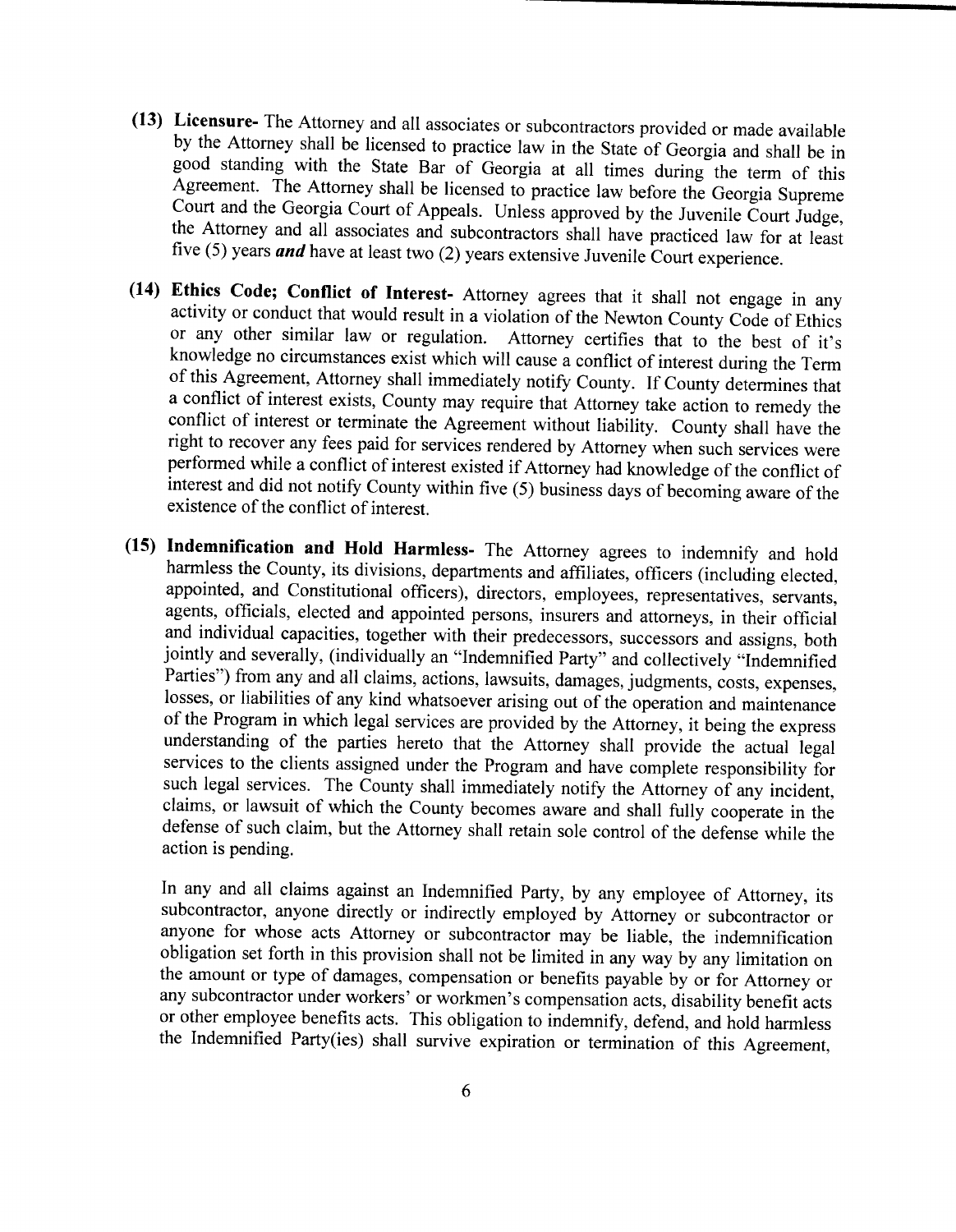(13) **Licensure-** The Attorney and all associates or subcontractors provided or made available by the Attorney shall be licensed to practice law in the State of Georgia and shall be in good standing with the State Bar of Georgia at all times during the term of this Agreement. The Attorney shall be licensed to practice law before the Georgia Supreme Court and the Georgia Court of Appeals. Unless approved by the Juvenile Court Judge, the Attorney and all associates and subcontractors shall have practiced law for at least five (5) years ***and*** have at least two (2) years extensive Juvenile Court experience.

(14) **Ethics Code; Conflict of Interest-** Attorney agrees that it shall not engage in any activity or conduct that would result in a violation of the Newton County Code of Ethics or any other similar law or regulation. Attorney certifies that to the best of it's knowledge no circumstances exist which will cause a conflict of interest during the Term of this Agreement, Attorney shall immediately notify County. If County determines that a conflict of interest exists, County may require that Attorney take action to remedy the conflict of interest or terminate the Agreement without liability. County shall have the right to recover any fees paid for services rendered by Attorney when such services were performed while a conflict of interest existed if Attorney had knowledge of the conflict of interest and did not notify County within five (5) business days of becoming aware of the existence of the conflict of interest.

(15) **Indemnification and Hold Harmless-** The Attorney agrees to indemnify and hold harmless the County, its divisions, departments and affiliates, officers (including elected, appointed, and Constitutional officers), directors, employees, representatives, servants, agents, officials, elected and appointed persons, insurers and attorneys, in their official and individual capacities, together with their predecessors, successors and assigns, both jointly and severally, (individually an "Indemnified Party" and collectively "Indemnified Parties") from any and all claims, actions, lawsuits, damages, judgments, costs, expenses, losses, or liabilities of any kind whatsoever arising out of the operation and maintenance of the Program in which legal services are provided by the Attorney, it being the express understanding of the parties hereto that the Attorney shall provide the actual legal services to the clients assigned under the Program and have complete responsibility for such legal services. The County shall immediately notify the Attorney of any incident, claims, or lawsuit of which the County becomes aware and shall fully cooperate in the defense of such claim, but the Attorney shall retain sole control of the defense while the action is pending.

In any and all claims against an Indemnified Party, by any employee of Attorney, its subcontractor, anyone directly or indirectly employed by Attorney or subcontractor or anyone for whose acts Attorney or subcontractor may be liable, the indemnification obligation set forth in this provision shall not be limited in any way by any limitation on the amount or type of damages, compensation or benefits payable by or for Attorney or any subcontractor under workers' or workmen's compensation acts, disability benefit acts or other employee benefits acts. This obligation to indemnify, defend, and hold harmless the Indemnified Party(ies) shall survive expiration or termination of this Agreement,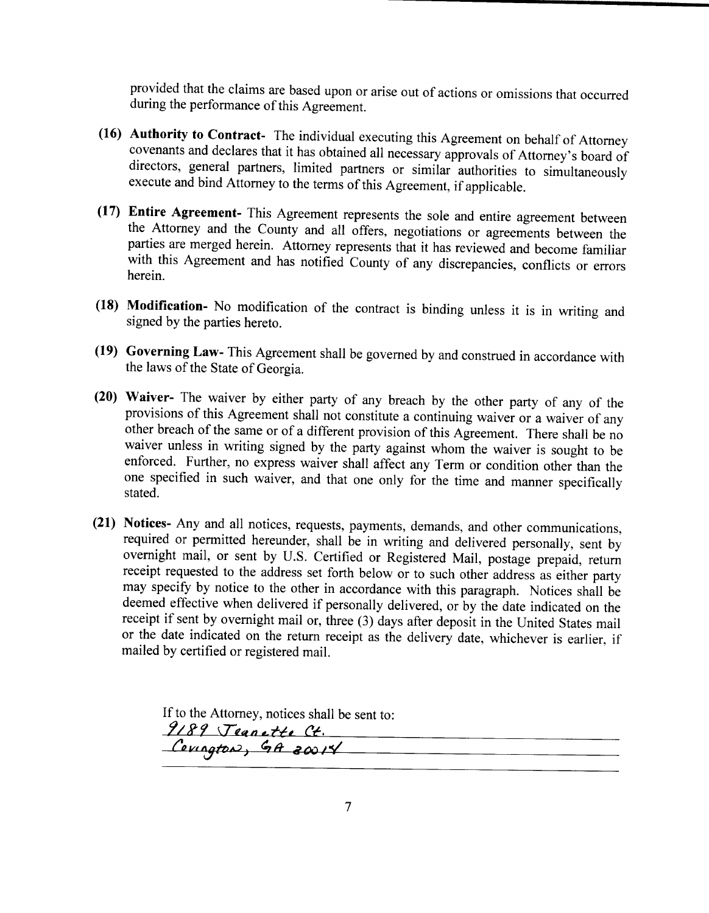provided that the claims are based upon or arise out of actions or omissions that occurred during the performance of this Agreement.

**(16) Authority to Contract-** The individual executing this Agreement on behalf of Attorney covenants and declares that it has obtained all necessary approvals of Attorney's board of directors, general partners, limited partners or similar authorities to simultaneously execute and bind Attorney to the terms of this Agreement, if applicable.

**(17) Entire Agreement-** This Agreement represents the sole and entire agreement between the Attorney and the County and all offers, negotiations or agreements between the parties are merged herein. Attorney represents that it has reviewed and become familiar with this Agreement and has notified County of any discrepancies, conflicts or errors herein.

**(18) Modification-** No modification of the contract is binding unless it is in writing and signed by the parties hereto.

**(19) Governing Law-** This Agreement shall be governed by and construed in accordance with the laws of the State of Georgia.

**(20) Waiver-** The waiver by either party of any breach by the other party of any of the provisions of this Agreement shall not constitute a continuing waiver or a waiver of any other breach of the same or of a different provision of this Agreement. There shall be no waiver unless in writing signed by the party against whom the waiver is sought to be enforced. Further, no express waiver shall affect any Term or condition other than the one specified in such waiver, and that one only for the time and manner specifically stated.

**(21) Notices-** Any and all notices, requests, payments, demands, and other communications, required or permitted hereunder, shall be in writing and delivered personally, sent by overnight mail, or sent by U.S. Certified or Registered Mail, postage prepaid, return receipt requested to the address set forth below or to such other address as either party may specify by notice to the other in accordance with this paragraph. Notices shall be deemed effective when delivered if personally delivered, or by the date indicated on the receipt if sent by overnight mail or, three (3) days after deposit in the United States mail or the date indicated on the return receipt as the delivery date, whichever is earlier, if mailed by certified or registered mail.

If to the Attorney, notices shall be sent to:
9189 Jeanette Ct.
Covington, GA 30014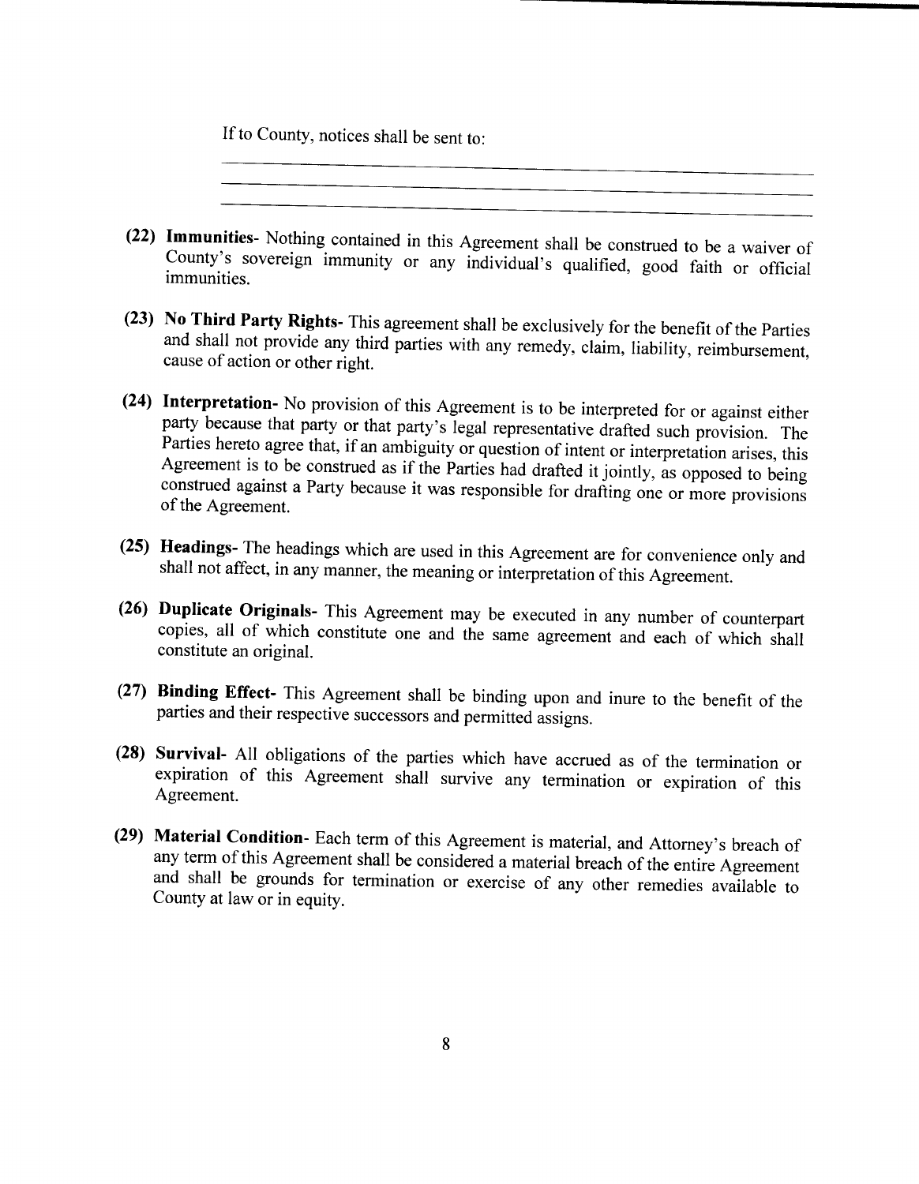If to County, notices shall be sent to:

\_\_\_\_\_\_\_\_\_\_\_\_\_\_\_\_\_\_\_\_\_\_\_\_\_\_\_\_\_\_\_\_\_\_\_\_\_\_\_\_\_\_\_\_\_\_\_\_\_\_

\_\_\_\_\_\_\_\_\_\_\_\_\_\_\_\_\_\_\_\_\_\_\_\_\_\_\_\_\_\_\_\_\_\_\_\_\_\_\_\_\_\_\_\_\_\_\_\_\_\_

\_\_\_\_\_\_\_\_\_\_\_\_\_\_\_\_\_\_\_\_\_\_\_\_\_\_\_\_\_\_\_\_\_\_\_\_\_\_\_\_\_\_\_\_\_\_\_\_\_\_

(22) **Immunities**- Nothing contained in this Agreement shall be construed to be a waiver of County's sovereign immunity or any individual's qualified, good faith or official immunities.

(23) **No Third Party Rights**- This agreement shall be exclusively for the benefit of the Parties and shall not provide any third parties with any remedy, claim, liability, reimbursement, cause of action or other right.

(24) **Interpretation**- No provision of this Agreement is to be interpreted for or against either party because that party or that party's legal representative drafted such provision. The Parties hereto agree that, if an ambiguity or question of intent or interpretation arises, this Agreement is to be construed as if the Parties had drafted it jointly, as opposed to being construed against a Party because it was responsible for drafting one or more provisions of the Agreement.

(25) **Headings**- The headings which are used in this Agreement are for convenience only and shall not affect, in any manner, the meaning or interpretation of this Agreement.

(26) **Duplicate Originals**- This Agreement may be executed in any number of counterpart copies, all of which constitute one and the same agreement and each of which shall constitute an original.

(27) **Binding Effect**- This Agreement shall be binding upon and inure to the benefit of the parties and their respective successors and permitted assigns.

(28) **Survival**- All obligations of the parties which have accrued as of the termination or expiration of this Agreement shall survive any termination or expiration of this Agreement.

(29) **Material Condition**- Each term of this Agreement is material, and Attorney's breach of any term of this Agreement shall be considered a material breach of the entire Agreement and shall be grounds for termination or exercise of any other remedies available to County at law or in equity.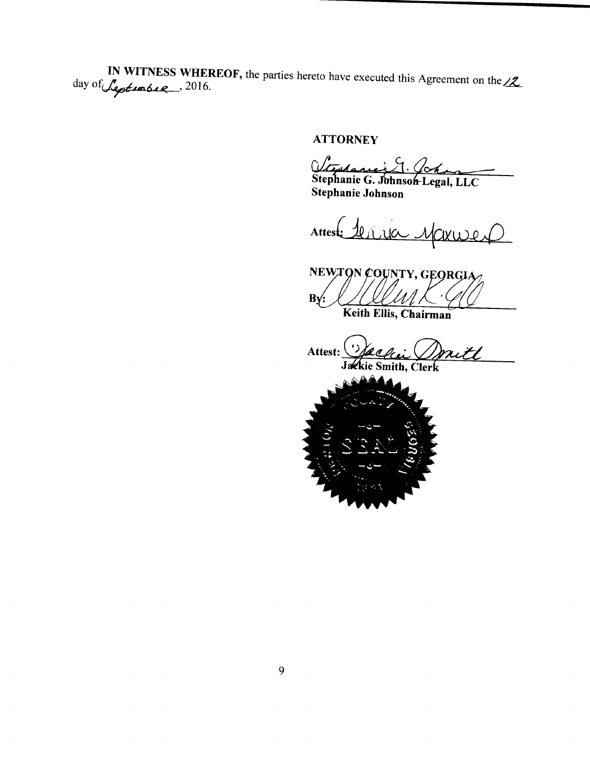**IN WITNESS WHEREOF**, the parties hereto have executed this Agreement on the 12 day of September, 2016.

**ATTORNEY**

**Stephanie G. Johnson-Legal, LLC**
**Stephanie Johnson**

Attest: Teria Maxwell

**NEWTON COUNTY, GEORGIA**

By: ______________________
**Keith Ellis, Chairman**

**Attest:** ______________________
**Jackie Smith, Clerk**